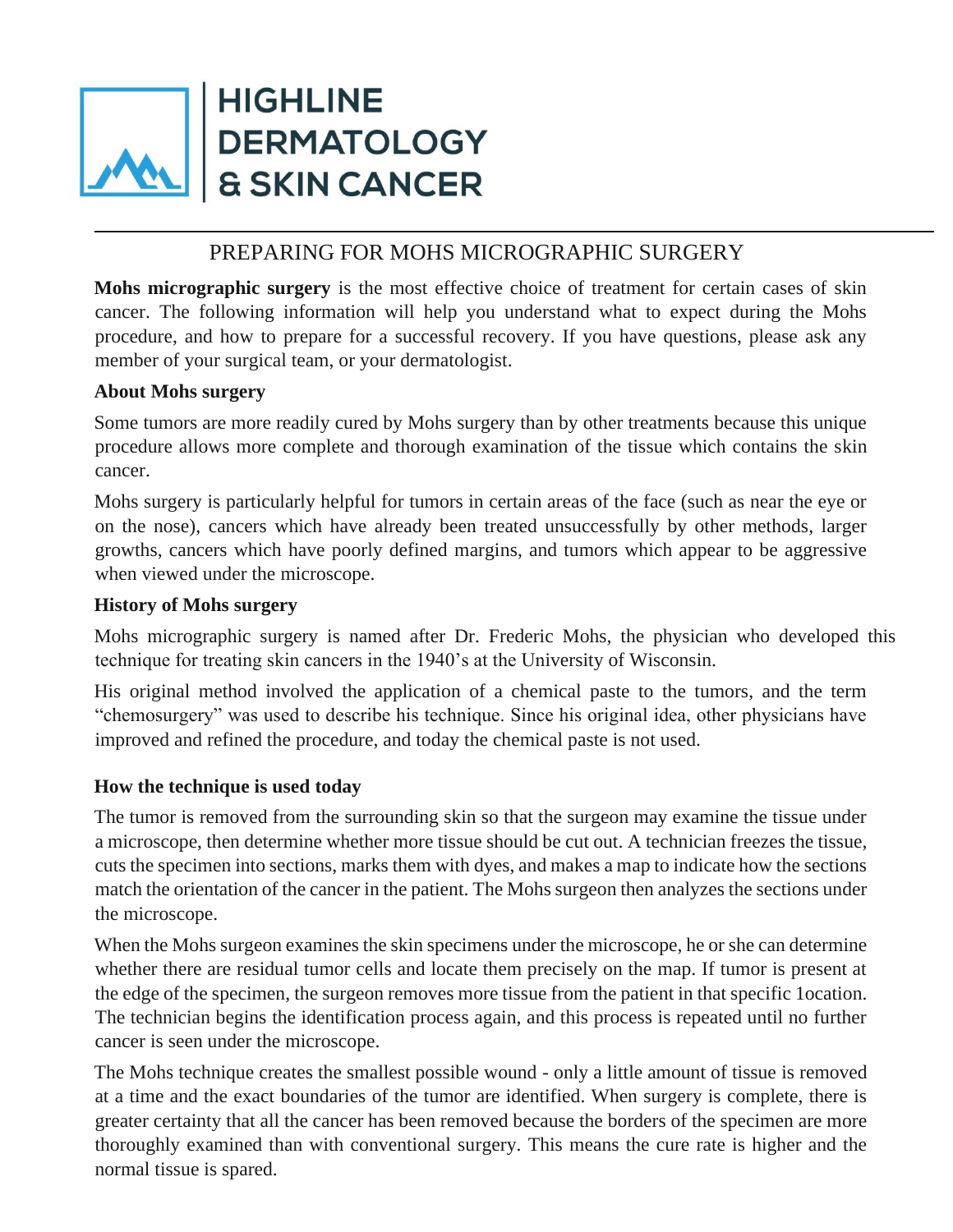**HIGHLINE DERMATOLOGY & SKIN CANCER**

# PREPARING FOR MOHS MICROGRAPHIC SURGERY

**Mohs micrographic surgery** is the most effective choice of treatment for certain cases of skin cancer. The following information will help you understand what to expect during the Mohs procedure, and how to prepare for a successful recovery. If you have questions, please ask any member of your surgical team, or your dermatologist.

## About Mohs surgery

Some tumors are more readily cured by Mohs surgery than by other treatments because this unique procedure allows more complete and thorough examination of the tissue which contains the skin cancer.

Mohs surgery is particularly helpful for tumors in certain areas of the face (such as near the eye or on the nose), cancers which have already been treated unsuccessfully by other methods, larger growths, cancers which have poorly defined margins, and tumors which appear to be aggressive when viewed under the microscope.

## History of Mohs surgery

Mohs micrographic surgery is named after Dr. Frederic Mohs, the physician who developed this technique for treating skin cancers in the 1940's at the University of Wisconsin.

His original method involved the application of a chemical paste to the tumors, and the term "chemosurgery" was used to describe his technique. Since his original idea, other physicians have improved and refined the procedure, and today the chemical paste is not used.

## How the technique is used today

The tumor is removed from the surrounding skin so that the surgeon may examine the tissue under a microscope, then determine whether more tissue should be cut out. A technician freezes the tissue, cuts the specimen into sections, marks them with dyes, and makes a map to indicate how the sections match the orientation of the cancer in the patient. The Mohs surgeon then analyzes the sections under the microscope.

When the Mohs surgeon examines the skin specimens under the microscope, he or she can determine whether there are residual tumor cells and locate them precisely on the map. If tumor is present at the edge of the specimen, the surgeon removes more tissue from the patient in that specific 1ocation. The technician begins the identification process again, and this process is repeated until no further cancer is seen under the microscope.

The Mohs technique creates the smallest possible wound - only a little amount of tissue is removed at a time and the exact boundaries of the tumor are identified. When surgery is complete, there is greater certainty that all the cancer has been removed because the borders of the specimen are more thoroughly examined than with conventional surgery. This means the cure rate is higher and the normal tissue is spared.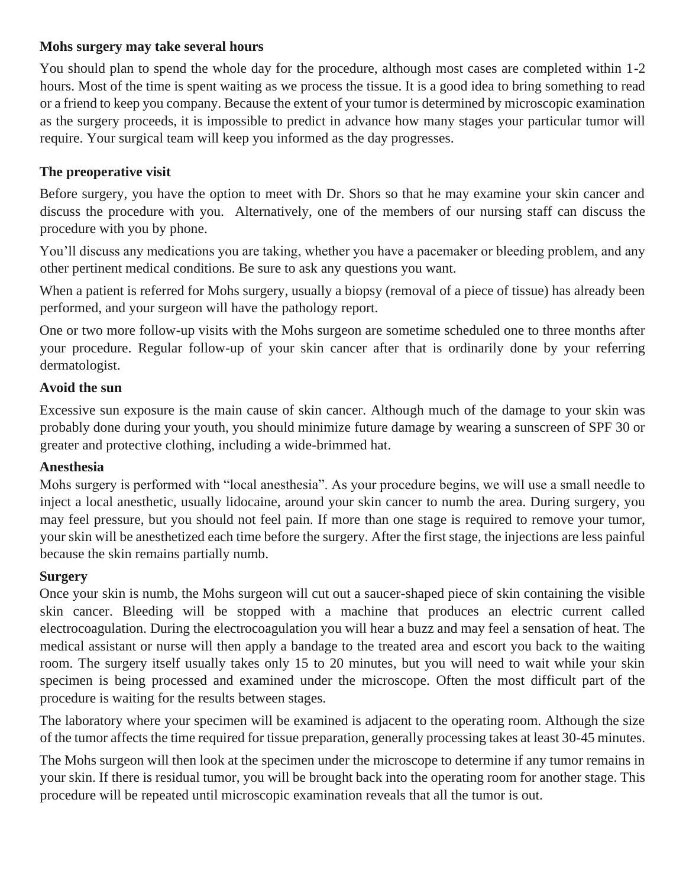## Mohs surgery may take several hours

You should plan to spend the whole day for the procedure, although most cases are completed within 1-2 hours. Most of the time is spent waiting as we process the tissue. It is a good idea to bring something to read or a friend to keep you company. Because the extent of your tumor is determined by microscopic examination as the surgery proceeds, it is impossible to predict in advance how many stages your particular tumor will require. Your surgical team will keep you informed as the day progresses.

## The preoperative visit

Before surgery, you have the option to meet with Dr. Shors so that he may examine your skin cancer and discuss the procedure with you. Alternatively, one of the members of our nursing staff can discuss the procedure with you by phone.

You'll discuss any medications you are taking, whether you have a pacemaker or bleeding problem, and any other pertinent medical conditions. Be sure to ask any questions you want.

When a patient is referred for Mohs surgery, usually a biopsy (removal of a piece of tissue) has already been performed, and your surgeon will have the pathology report.

One or two more follow-up visits with the Mohs surgeon are sometime scheduled one to three months after your procedure. Regular follow-up of your skin cancer after that is ordinarily done by your referring dermatologist.

## Avoid the sun

Excessive sun exposure is the main cause of skin cancer. Although much of the damage to your skin was probably done during your youth, you should minimize future damage by wearing a sunscreen of SPF 30 or greater and protective clothing, including a wide-brimmed hat.

## Anesthesia

Mohs surgery is performed with "local anesthesia". As your procedure begins, we will use a small needle to inject a local anesthetic, usually lidocaine, around your skin cancer to numb the area. During surgery, you may feel pressure, but you should not feel pain. If more than one stage is required to remove your tumor, your skin will be anesthetized each time before the surgery. After the first stage, the injections are less painful because the skin remains partially numb.

## Surgery

Once your skin is numb, the Mohs surgeon will cut out a saucer-shaped piece of skin containing the visible skin cancer. Bleeding will be stopped with a machine that produces an electric current called electrocoagulation. During the electrocoagulation you will hear a buzz and may feel a sensation of heat. The medical assistant or nurse will then apply a bandage to the treated area and escort you back to the waiting room. The surgery itself usually takes only 15 to 20 minutes, but you will need to wait while your skin specimen is being processed and examined under the microscope. Often the most difficult part of the procedure is waiting for the results between stages.

The laboratory where your specimen will be examined is adjacent to the operating room. Although the size of the tumor affects the time required for tissue preparation, generally processing takes at least 30-45 minutes.

The Mohs surgeon will then look at the specimen under the microscope to determine if any tumor remains in your skin. If there is residual tumor, you will be brought back into the operating room for another stage. This procedure will be repeated until microscopic examination reveals that all the tumor is out.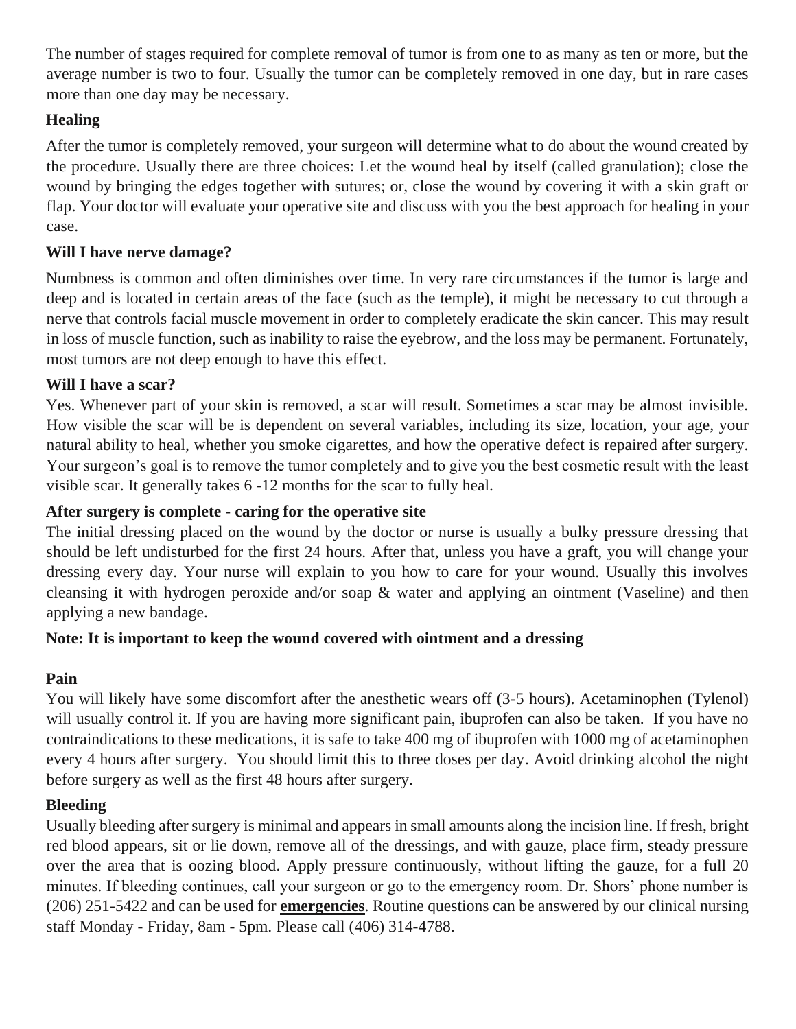The number of stages required for complete removal of tumor is from one to as many as ten or more, but the average number is two to four. Usually the tumor can be completely removed in one day, but in rare cases more than one day may be necessary.

**Healing**

After the tumor is completely removed, your surgeon will determine what to do about the wound created by the procedure. Usually there are three choices: Let the wound heal by itself (called granulation); close the wound by bringing the edges together with sutures; or, close the wound by covering it with a skin graft or flap. Your doctor will evaluate your operative site and discuss with you the best approach for healing in your case.

**Will I have nerve damage?**

Numbness is common and often diminishes over time. In very rare circumstances if the tumor is large and deep and is located in certain areas of the face (such as the temple), it might be necessary to cut through a nerve that controls facial muscle movement in order to completely eradicate the skin cancer. This may result in loss of muscle function, such as inability to raise the eyebrow, and the loss may be permanent. Fortunately, most tumors are not deep enough to have this effect.

**Will I have a scar?**

Yes. Whenever part of your skin is removed, a scar will result. Sometimes a scar may be almost invisible. How visible the scar will be is dependent on several variables, including its size, location, your age, your natural ability to heal, whether you smoke cigarettes, and how the operative defect is repaired after surgery. Your surgeon's goal is to remove the tumor completely and to give you the best cosmetic result with the least visible scar. It generally takes 6 -12 months for the scar to fully heal.

**After surgery is complete - caring for the operative site**

The initial dressing placed on the wound by the doctor or nurse is usually a bulky pressure dressing that should be left undisturbed for the first 24 hours. After that, unless you have a graft, you will change your dressing every day. Your nurse will explain to you how to care for your wound. Usually this involves cleansing it with hydrogen peroxide and/or soap & water and applying an ointment (Vaseline) and then applying a new bandage.

**Note: It is important to keep the wound covered with ointment and a dressing**

**Pain**

You will likely have some discomfort after the anesthetic wears off (3-5 hours). Acetaminophen (Tylenol) will usually control it. If you are having more significant pain, ibuprofen can also be taken. If you have no contraindications to these medications, it is safe to take 400 mg of ibuprofen with 1000 mg of acetaminophen every 4 hours after surgery. You should limit this to three doses per day. Avoid drinking alcohol the night before surgery as well as the first 48 hours after surgery.

**Bleeding**

Usually bleeding after surgery is minimal and appears in small amounts along the incision line. If fresh, bright red blood appears, sit or lie down, remove all of the dressings, and with gauze, place firm, steady pressure over the area that is oozing blood. Apply pressure continuously, without lifting the gauze, for a full 20 minutes. If bleeding continues, call your surgeon or go to the emergency room. Dr. Shors' phone number is (206) 251-5422 and can be used for **emergencies**. Routine questions can be answered by our clinical nursing staff Monday - Friday, 8am - 5pm. Please call (406) 314-4788.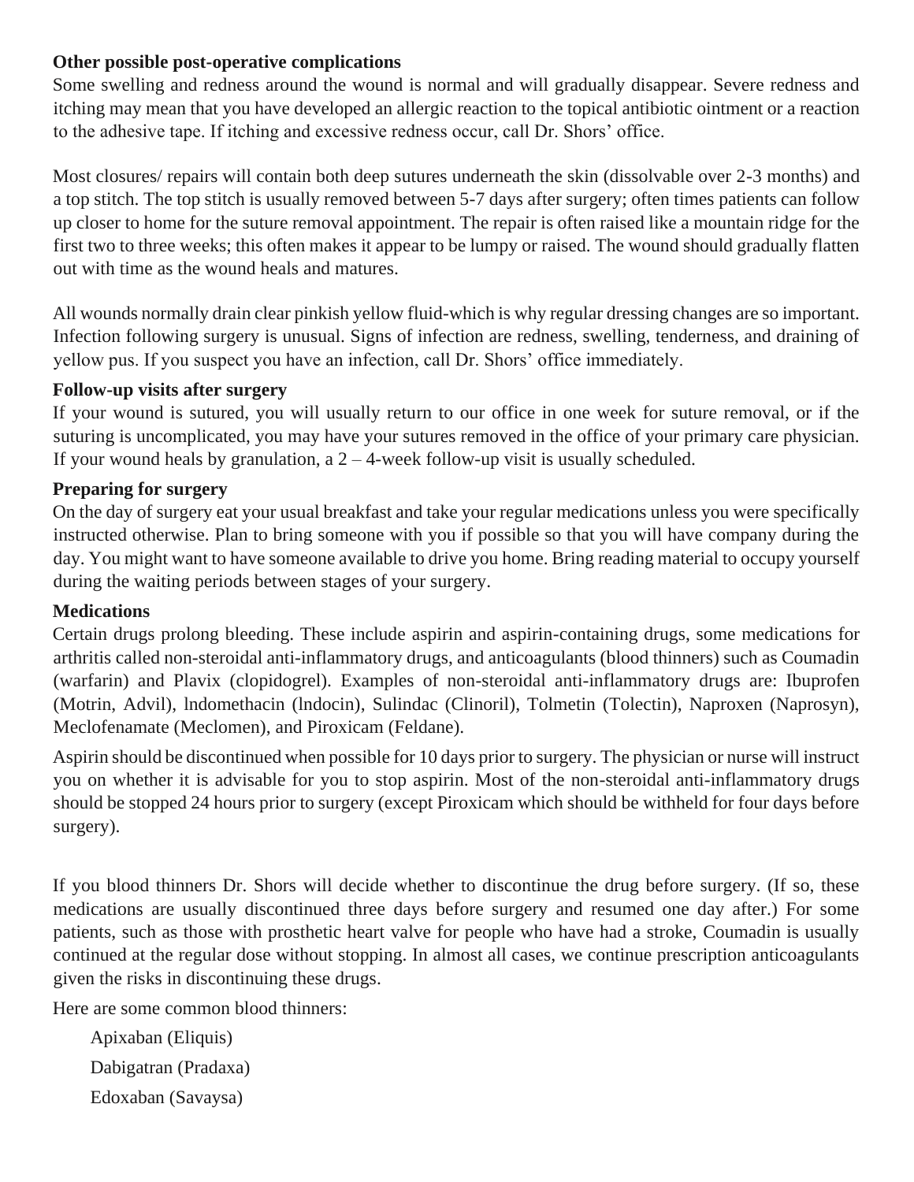**Other possible post-operative complications**

Some swelling and redness around the wound is normal and will gradually disappear. Severe redness and itching may mean that you have developed an allergic reaction to the topical antibiotic ointment or a reaction to the adhesive tape. If itching and excessive redness occur, call Dr. Shors' office.

Most closures/ repairs will contain both deep sutures underneath the skin (dissolvable over 2-3 months) and a top stitch. The top stitch is usually removed between 5-7 days after surgery; often times patients can follow up closer to home for the suture removal appointment. The repair is often raised like a mountain ridge for the first two to three weeks; this often makes it appear to be lumpy or raised. The wound should gradually flatten out with time as the wound heals and matures.

All wounds normally drain clear pinkish yellow fluid-which is why regular dressing changes are so important. Infection following surgery is unusual. Signs of infection are redness, swelling, tenderness, and draining of yellow pus. If you suspect you have an infection, call Dr. Shors' office immediately.

**Follow-up visits after surgery**

If your wound is sutured, you will usually return to our office in one week for suture removal, or if the suturing is uncomplicated, you may have your sutures removed in the office of your primary care physician. If your wound heals by granulation, a 2 – 4-week follow-up visit is usually scheduled.

**Preparing for surgery**

On the day of surgery eat your usual breakfast and take your regular medications unless you were specifically instructed otherwise. Plan to bring someone with you if possible so that you will have company during the day. You might want to have someone available to drive you home. Bring reading material to occupy yourself during the waiting periods between stages of your surgery.

**Medications**

Certain drugs prolong bleeding. These include aspirin and aspirin-containing drugs, some medications for arthritis called non-steroidal anti-inflammatory drugs, and anticoagulants (blood thinners) such as Coumadin (warfarin) and Plavix (clopidogrel). Examples of non-steroidal anti-inflammatory drugs are: Ibuprofen (Motrin, Advil), lndomethacin (lndocin), Sulindac (Clinoril), Tolmetin (Tolectin), Naproxen (Naprosyn), Meclofenamate (Meclomen), and Piroxicam (Feldane).

Aspirin should be discontinued when possible for 10 days prior to surgery. The physician or nurse will instruct you on whether it is advisable for you to stop aspirin. Most of the non-steroidal anti-inflammatory drugs should be stopped 24 hours prior to surgery (except Piroxicam which should be withheld for four days before surgery).

If you blood thinners Dr. Shors will decide whether to discontinue the drug before surgery. (If so, these medications are usually discontinued three days before surgery and resumed one day after.) For some patients, such as those with prosthetic heart valve for people who have had a stroke, Coumadin is usually continued at the regular dose without stopping. In almost all cases, we continue prescription anticoagulants given the risks in discontinuing these drugs.

Here are some common blood thinners:

Apixaban (Eliquis)

Dabigatran (Pradaxa)

Edoxaban (Savaysa)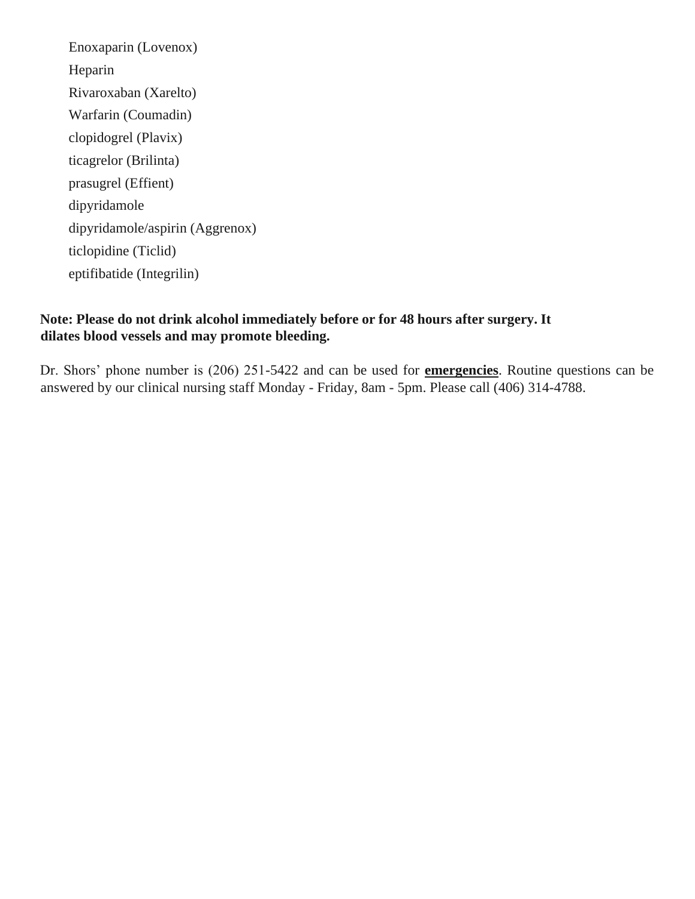- Enoxaparin (Lovenox)
- Heparin
- Rivaroxaban (Xarelto)
- Warfarin (Coumadin)
- clopidogrel (Plavix)
- ticagrelor (Brilinta)
- prasugrel (Effient)
- dipyridamole
- dipyridamole/aspirin (Aggrenox)
- ticlopidine (Ticlid)
- eptifibatide (Integrilin)

**Note: Please do not drink alcohol immediately before or for 48 hours after surgery. It dilates blood vessels and may promote bleeding.**

Dr. Shors' phone number is (206) 251-5422 and can be used for **emergencies**. Routine questions can be answered by our clinical nursing staff Monday - Friday, 8am - 5pm. Please call (406) 314-4788.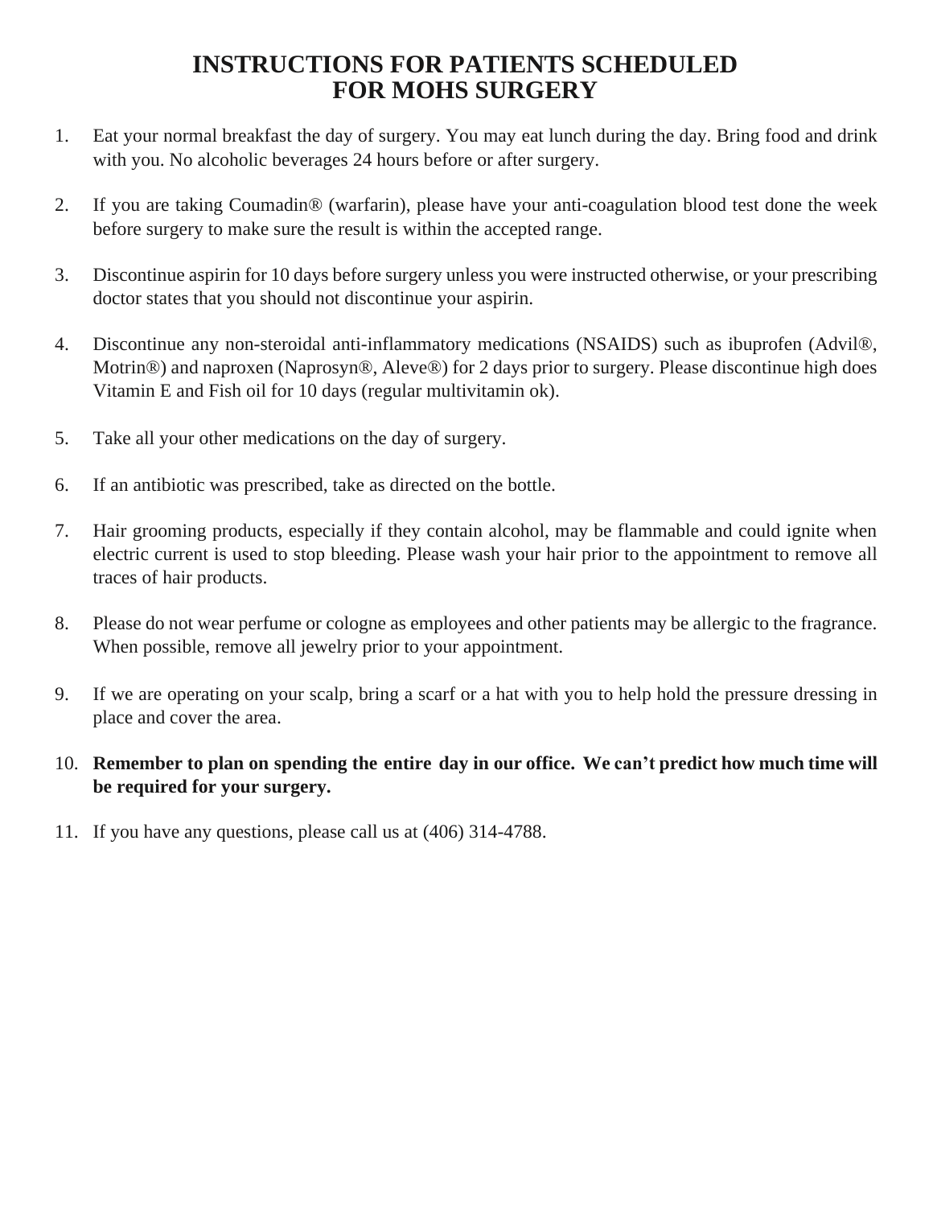# INSTRUCTIONS FOR PATIENTS SCHEDULED FOR MOHS SURGERY

1. Eat your normal breakfast the day of surgery. You may eat lunch during the day. Bring food and drink with you. No alcoholic beverages 24 hours before or after surgery.

2. If you are taking Coumadin® (warfarin), please have your anti-coagulation blood test done the week before surgery to make sure the result is within the accepted range.

3. Discontinue aspirin for 10 days before surgery unless you were instructed otherwise, or your prescribing doctor states that you should not discontinue your aspirin.

4. Discontinue any non-steroidal anti-inflammatory medications (NSAIDS) such as ibuprofen (Advil®, Motrin®) and naproxen (Naprosyn®, Aleve®) for 2 days prior to surgery. Please discontinue high does Vitamin E and Fish oil for 10 days (regular multivitamin ok).

5. Take all your other medications on the day of surgery.

6. If an antibiotic was prescribed, take as directed on the bottle.

7. Hair grooming products, especially if they contain alcohol, may be flammable and could ignite when electric current is used to stop bleeding. Please wash your hair prior to the appointment to remove all traces of hair products.

8. Please do not wear perfume or cologne as employees and other patients may be allergic to the fragrance. When possible, remove all jewelry prior to your appointment.

9. If we are operating on your scalp, bring a scarf or a hat with you to help hold the pressure dressing in place and cover the area.

10. **Remember to plan on spending the entire day in our office. We can't predict how much time will be required for your surgery.**

11. If you have any questions, please call us at (406) 314-4788.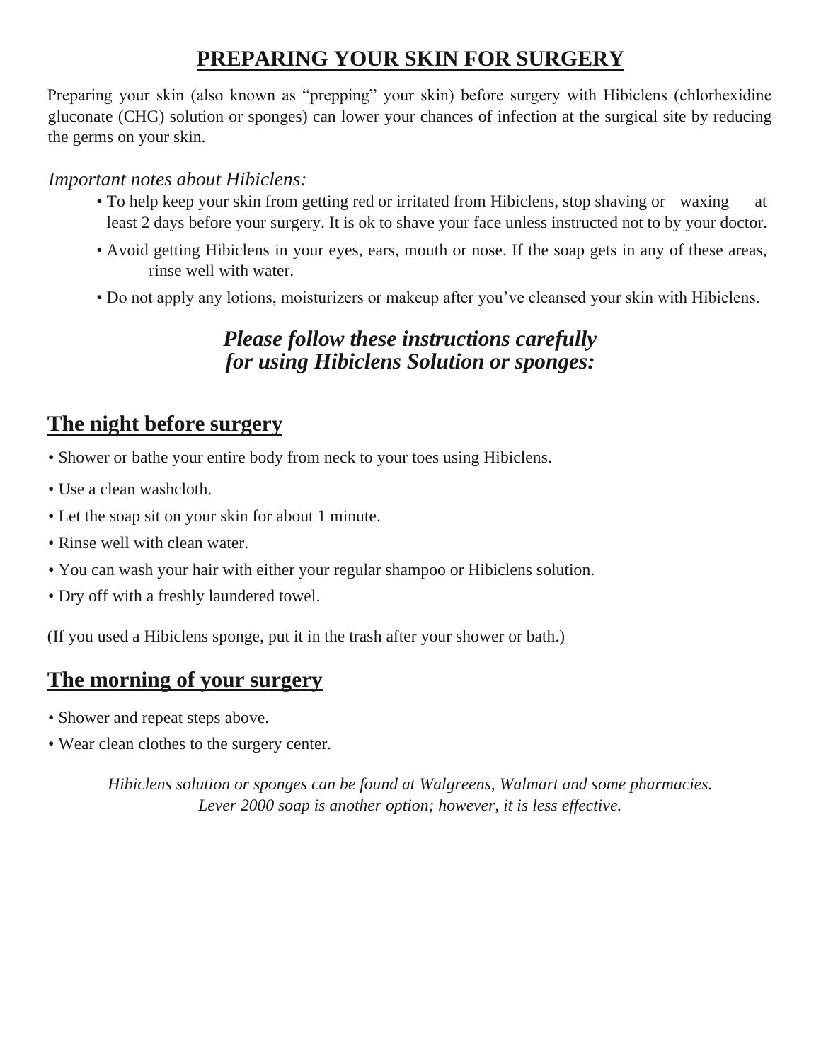# PREPARING YOUR SKIN FOR SURGERY

Preparing your skin (also known as "prepping" your skin) before surgery with Hibiclens (chlorhexidine gluconate (CHG) solution or sponges) can lower your chances of infection at the surgical site by reducing the germs on your skin.

*Important notes about Hibiclens:*

- To help keep your skin from getting red or irritated from Hibiclens, stop shaving or waxing at least 2 days before your surgery. It is ok to shave your face unless instructed not to by your doctor.
- Avoid getting Hibiclens in your eyes, ears, mouth or nose. If the soap gets in any of these areas, rinse well with water.
- Do not apply any lotions, moisturizers or makeup after you've cleansed your skin with Hibiclens.

***Please follow these instructions carefully for using Hibiclens Solution or sponges:***

## The night before surgery

- Shower or bathe your entire body from neck to your toes using Hibiclens.
- Use a clean washcloth.
- Let the soap sit on your skin for about 1 minute.
- Rinse well with clean water.
- You can wash your hair with either your regular shampoo or Hibiclens solution.
- Dry off with a freshly laundered towel.

(If you used a Hibiclens sponge, put it in the trash after your shower or bath.)

## The morning of your surgery

- Shower and repeat steps above.
- Wear clean clothes to the surgery center.

*Hibiclens solution or sponges can be found at Walgreens, Walmart and some pharmacies. Lever 2000 soap is another option; however, it is less effective.*